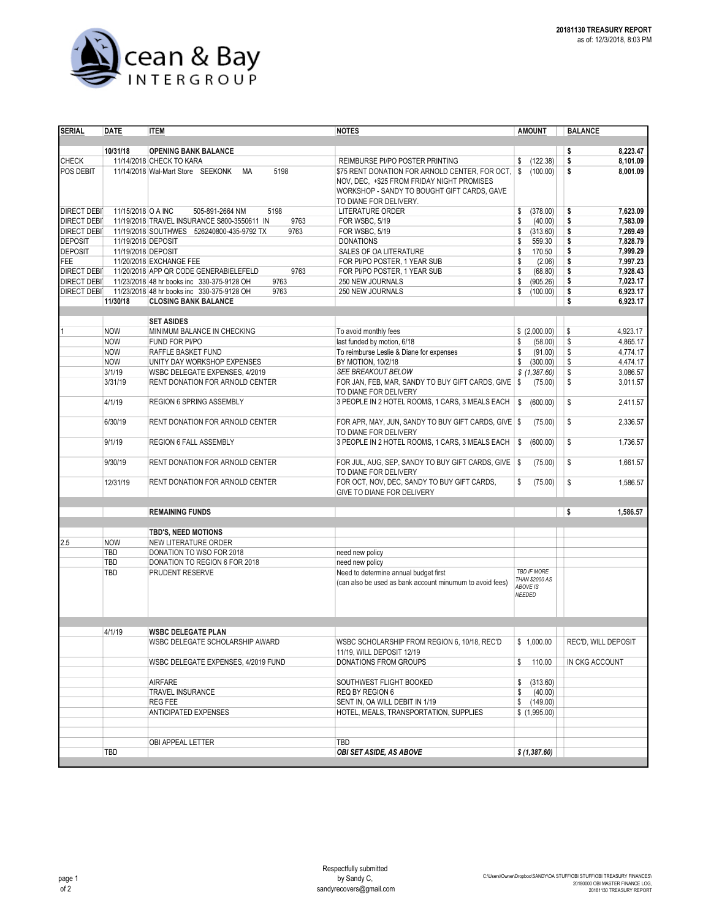Ocean & Bay INTERGROUP

**20181130 TREASURY REPORT**
as of: 12/3/2018, 8:03 PM

| SERIAL | DATE | ITEM | NOTES | AMOUNT | BALANCE |
|---|---|---|---|---|---|
| | **10/31/18** | **OPENING BANK BALANCE** | | | **$ 8,223.47** |
| CHECK | 11/14/2018 | CHECK TO KARA | REIMBURSE PI/PO POSTER PRINTING | $ (122.38) | **$ 8,101.09** |
| POS DEBIT | 11/14/2018 | Wal-Mart Store SEEKONK MA 5198 | $75 RENT DONATION FOR ARNOLD CENTER, FOR OCT, NOV, DEC, +$25 FROM FRIDAY NIGHT PROMISES WORKSHOP - SANDY TO BOUGHT GIFT CARDS, GAVE TO DIANE FOR DELIVERY. | $ (100.00) | **$ 8,001.09** |
| DIRECT DEBI | 11/15/2018 | O A INC 505-891-2664 NM 5198 | LITERATURE ORDER | $ (378.00) | **$ 7,623.09** |
| DIRECT DEBI | 11/19/2018 | TRAVEL INSURANCE S800-3550611 IN 9763 | FOR WSBC, 5/19 | $ (40.00) | **$ 7,583.09** |
| DIRECT DEBI | 11/19/2018 | SOUTHWES 526240800-435-9792 TX 9763 | FOR WSBC, 5/19 | $ (313.60) | **$ 7,269.49** |
| DEPOSIT | 11/19/2018 | DEPOSIT | DONATIONS | $ 559.30 | **$ 7,828.79** |
| DEPOSIT | 11/19/2018 | DEPOSIT | SALES OF OA LITERATURE | $ 170.50 | **$ 7,999.29** |
| FEE | 11/20/2018 | EXCHANGE FEE | FOR PI/PO POSTER, 1 YEAR SUB | $ (2.06) | **$ 7,997.23** |
| DIRECT DEBI | 11/20/2018 | APP QR CODE GENERABIELEFELD 9763 | FOR PI/PO POSTER, 1 YEAR SUB | $ (68.80) | **$ 7,928.43** |
| DIRECT DEBI | 11/23/2018 | 48 hr books inc 330-375-9128 OH 9763 | 250 NEW JOURNALS | $ (905.26) | **$ 7,023.17** |
| DIRECT DEBI | 11/23/2018 | 48 hr books inc 330-375-9128 OH 9763 | 250 NEW JOURNALS | $ (100.00) | **$ 6,923.17** |
| | **11/30/18** | **CLOSING BANK BALANCE** | | | **$ 6,923.17** |
| | | | | | |
| | | **SET ASIDES** | | | |
| 1 | NOW | MINIMUM BALANCE IN CHECKING | To avoid monthly fees | $ (2,000.00) | $ 4,923.17 |
| | NOW | FUND FOR PI/PO | last funded by motion, 6/18 | $ (58.00) | $ 4,865.17 |
| | NOW | RAFFLE BASKET FUND | To reimburse Leslie & Diane for expenses | $ (91.00) | $ 4,774.17 |
| | NOW | UNITY DAY WORKSHOP EXPENSES | BY MOTION, 10/2/18 | $ (300.00) | $ 4,474.17 |
| | 3/1/19 | WSBC DELEGATE EXPENSES, 4/2019 | *SEE BREAKOUT BELOW* | *$ (1,387.60)* | $ 3,086.57 |
| | 3/31/19 | RENT DONATION FOR ARNOLD CENTER | FOR JAN, FEB, MAR, SANDY TO BUY GIFT CARDS, GIVE TO DIANE FOR DELIVERY | $ (75.00) | $ 3,011.57 |
| | 4/1/19 | REGION 6 SPRING ASSEMBLY | 3 PEOPLE IN 2 HOTEL ROOMS, 1 CARS, 3 MEALS EACH | $ (600.00) | $ 2,411.57 |
| | 6/30/19 | RENT DONATION FOR ARNOLD CENTER | FOR APR, MAY, JUN, SANDY TO BUY GIFT CARDS, GIVE TO DIANE FOR DELIVERY | $ (75.00) | $ 2,336.57 |
| | 9/1/19 | REGION 6 FALL ASSEMBLY | 3 PEOPLE IN 2 HOTEL ROOMS, 1 CARS, 3 MEALS EACH | $ (600.00) | $ 1,736.57 |
| | 9/30/19 | RENT DONATION FOR ARNOLD CENTER | FOR JUL, AUG, SEP, SANDY TO BUY GIFT CARDS, GIVE TO DIANE FOR DELIVERY | $ (75.00) | $ 1,661.57 |
| | 12/31/19 | RENT DONATION FOR ARNOLD CENTER | FOR OCT, NOV, DEC, SANDY TO BUY GIFT CARDS, GIVE TO DIANE FOR DELIVERY | $ (75.00) | $ 1,586.57 |
| | | | | | |
| | | **REMAINING FUNDS** | | | **$ 1,586.57** |
| | | | | | |
| | | **TBD'S, NEED MOTIONS** | | | |
| 2.5 | NOW | NEW LITERATURE ORDER | | | |
| | TBD | DONATION TO WSO FOR 2018 | need new policy | | |
| | TBD | DONATION TO REGION 6 FOR 2018 | need new policy | | |
| | TBD | PRUDENT RESERVE | Need to determine annual budget first (can also be used as bank account minumum to avoid fees) | *TBD IF MORE THAN $2000 AS ABOVE IS NEEDED* | |
| | | | | | |
| | 4/1/19 | **WSBC DELEGATE PLAN** | | | |
| | | WSBC DELEGATE SCHOLARSHIP AWARD | WSBC SCHOLARSHIP FROM REGION 6, 10/18, REC'D 11/19, WILL DEPOSIT 12/19 | $ 1,000.00 | REC'D, WILL DEPOSIT |
| | | WSBC DELEGATE EXPENSES, 4/2019 FUND | DONATIONS FROM GROUPS | $ 110.00 | IN CKG ACCOUNT |
| | | | | | |
| | | AIRFARE | SOUTHWEST FLIGHT BOOKED | $ (313.60) | |
| | | TRAVEL INSURANCE | REQ BY REGION 6 | $ (40.00) | |
| | | REG FEE | SENT IN, OA WILL DEBIT IN 1/19 | $ (149.00) | |
| | | ANTICIPATED EXPENSES | HOTEL, MEALS, TRANSPORTATION, SUPPLIES | $ (1,995.00) | |
| | | | | | |
| | | OBI APPEAL LETTER | TBD | | |
| | TBD | | ***OBI SET ASIDE, AS ABOVE*** | ***$ (1,387.60)*** | |

Respectfully submitted
by Sandy C,
sandyrecovers@gmail.com

C:\Users\Owner\Dropbox\SANDY\OA STUFF\OBI STUFF\OBI TREASURY FINANCES\20180000 OBI MASTER FINANCE LOG, 20181130 TREASURY REPORT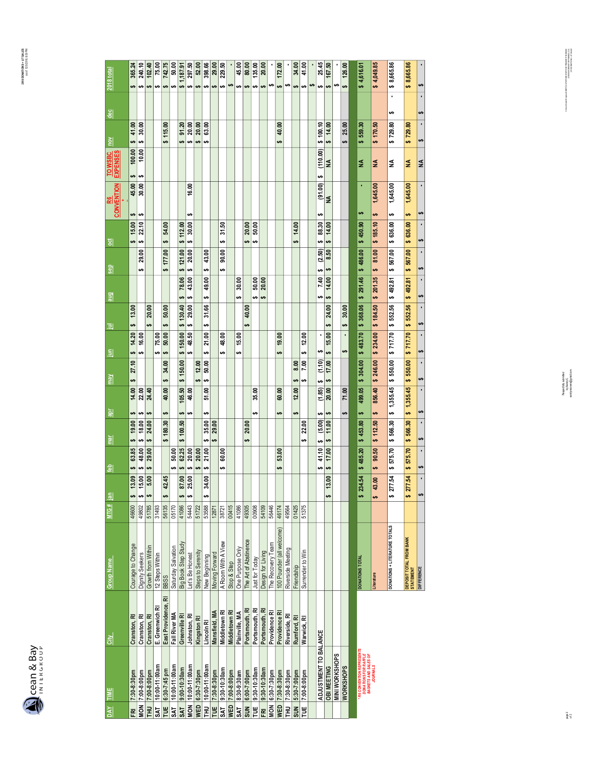Ocean & Bay INTERGROUP

| DAY | TIME | City | Group Name | MTG # | jan | feb | mar | apr | may | jun | jul | aug | sep | oct | R6 CONVENTION * | TO WSBC EXPENSES | nov | dec | 2018 total |
|---|---|---|---|---|---|---|---|---|---|---|---|---|---|---|---|---|---|---|---|
| FRI | 7:30-8:30pm | Cranston, RI | Courage to Change | 46600 | $ 13.09 | $ 63.85 | $ 19.00 | $ 14.00 | $ 27.10 | $ 14.20 | $ 13.00 | | | $ 15.00 | $ 45.00 | $ 100.00 | $ 41.00 | | $ 365.24 |
| MON | 7:30-8:00pm | Cranston, RI | Dignity Seekers | 49802 | $ 15.00 | $ 48.00 | $ 18.00 | $ 22.00 | | $ 16.00 | | | $ 29.00 | $ 22.10 | $ 30.00 | $ 10.00 | $ 30.00 | | $ 240.10 |
| THU | 7:00-8:00pm | Cranston, RI | Growth from Within | 51785 | $ 5.00 | $ 29.00 | $ 24.00 | $ 24.40 | | | $ 20.00 | | | | | | | | $ 102.40 |
| SAT | 10:00-11:00am | E. Greenwich RI | 12 Steps Within | 31493 | | | | | | $ 75.00 | | | | | | | | | $ 75.00 |
| TUE | 6:30-7:45 pm | East Providence, RI | BBSS | 56135 | $ 42.45 | | $ 180.30 | $ 40.00 | $ 34.00 | $ 50.00 | $ 50.00 | | $ 177.00 | $ 54.00 | | | $ 115.00 | | $ 742.75 |
| SAT | 10:00-11:00am | Fall River MA | Saturday Salvation | 05170 | | $ 50.00 | | | | | | | | | | | | | $ 50.00 |
| SAT | 9:00-10:30am | Greenville RI | Big Book Step Study | 41086 | $ 87.00 | $ 62.25 | $ 100.50 | $ 105.50 | $ 150.00 | $ 150.00 | $ 130.40 | $ 78.06 | $ 121.00 | $ 112.00 | | | $ 91.20 | | $ 1,187.91 |
| MON | 10:00-11:00am | Johnston, RI | Let's Be Honest | 54443 | $ 25.00 | $ 20.00 | | $ 46.00 | | $ 48.50 | $ 29.00 | $ 43.00 | $ 20.00 | $ 30.00 | $ 16.00 | | $ 20.00 | | $ 297.50 |
| WED | 6:30-7:30pm | Kingston RI | Steps to Serenity | 51722 | | $ 20.00 | | | $ 12.00 | | | | | | | | $ 20.00 | | $ 52.00 |
| THU | 10:00-11:00am | Lincoln RI | New Beginning | 53588 | $ 34.00 | $ 21.00 | $ 35.00 | $ 51.00 | $ 50.00 | $ 21.00 | $ 31.66 | $ 49.00 | $ 43.00 | | | | $ 63.00 | | $ 398.66 |
| TUE | 7:30-8:30pm | Mansfield, MA | Moving Forward | 12871 | | | $ 29.00 | | | | | | | | | | | | $ 29.00 |
| SAT | 9:30-10:30am | Middletown RI | A Room With A View | 38721 | | $ 60.00 | | | | $ 48.00 | | | $ 90.00 | $ 31.50 | | | | | $ 229.50 |
| WED | 7:00-8:00pm | Middletown RI | Stop & Step | 00415 | | | | | | | | | | | | | | | $ - |
| SAT | 8:30-9:30am | Plainville, MA | One Purpose Only | 41086 | | | | | | $ 15.00 | | $ 30.00 | | | | | | | $ 45.00 |
| SUN | 6:00-7:00pm | Portsmouth, RI | The Art of Abstinence | 49305 | | | $ 20.00 | | | | $ 40.00 | | | $ 20.00 | | | | | $ 80.00 |
| TUE | 9:30-10:30am | Portsmouth, RI | Just for Today | 00908 | | | | $ 35.00 | | | | $ 50.00 | | $ 50.00 | | | | | $ 135.00 |
| FRI | 9:30-10:30am | Portsmouth, RI | Design for Living | 54109 | | | | | | | | $ 20.00 | | | | | | | $ 20.00 |
| MON | 6:30-7:30pm | Providence RI | The Recovery Team | 56446 | | | | | | | | | | | | | | | $ - |
| WED | 7:30-8:30pm | Providence RI | 100 Pounder (all welcome) | 46174 | | $ 53.00 | | $ 60.00 | | $ 19.00 | | | | | | | $ 40.00 | | $ 172.00 |
| THU | 7:30-8:30pm | Riverside, RI | Riverside Meeting | 49564 | | | | | | | | | | | | | | | $ - |
| SUN | 5:30-7:00pm | Rumford, RI | Friendship | 01425 | | | | $ 12.00 | $ 8.00 | | | | | $ 14.00 | | | | | $ 34.00 |
| TUE | 7:00-8:00pm | Warwick, RI | Surrender to Win | 51375 | | | $ 22.00 | | $ 7.00 | $ 12.00 | | | | | | | | | $ 41.00 |
| | | | | | | | | | | | | | | | | | | | $ - |
| ADJUSTMENT TO BALANCE | | | | | | $ 41.10 | $ (5.00) | $ (1.85) | $ (1.10) | $ - | | $ 7.40 | $ (2.50) | $ 88.30 | $ (91.00) | $ (110.00) | $ 100.10 | | $ 25.45 |
| OBI MEETING | | | | | $ 13.00 | $ 17.00 | $ 11.00 | $ 20.00 | $ 17.00 | $ 15.00 | $ 24.00 | $ 14.00 | $ 8.50 | $ 14.00 | NA | NA | $ 14.00 | | $ 167.50 |
| MINI WORKSHOPS | | | | | | | | | | | | | | | | | | | $ - |
| WORKSHOPS | | | | | | | | $ 71.00 | | $ - | $ 30.00 | | | | | | $ 25.00 | | $ 126.00 |
| * R6 CONVENTION REPRESENTS DONATIONS FOR RAFFLE BASKETS AND SALES OF JOURNALS | | | DONATIONS TOTAL | | $ 234.54 | $ 485.20 | $ 453.80 | $ 499.05 | $ 304.00 | $ 483.70 | $ 368.06 | $ 291.46 | $ 486.00 | $ 450.90 | $ - | NA | $ 559.30 | | $ 4,616.01 |
| | | | Literature | | $ 43.00 | $ 90.50 | $ 112.50 | $ 856.40 | $ 246.00 | $ 234.00 | $ 184.50 | $ 201.35 | $ 81.00 | $ 185.10 | $ 1,645.00 | NA | $ 170.50 | | $ 4,049.85 |
| | | | DONATIONS + LITERATURE TOTALS | | $ 277.54 | $ 575.70 | $ 566.30 | $ 1,355.45 | $ 550.00 | $ 717.70 | $ 552.56 | $ 492.81 | $ 567.00 | $ 636.00 | $ 1,645.00 | NA | $ 729.80 | $ - | $ 8,665.86 |
| | | | DEPOSIT TOTAL FROM BANK STATEMENT | | $ 277.54 | $ 575.70 | $ 566.30 | $ 1,355.45 | $ 550.00 | $ 717.70 | $ 552.56 | $ 492.81 | $ 567.00 | $ 636.00 | $ 1,645.00 | NA | $ 729.80 | | $ 8,665.86 |
| | | | DIFFERENCE | | $ - | $ - | $ - | $ - | $ - | $ - | $ - | $ - | $ - | $ - | $ - | NA | $ - | $ - | $ - |

Respectfully submitted